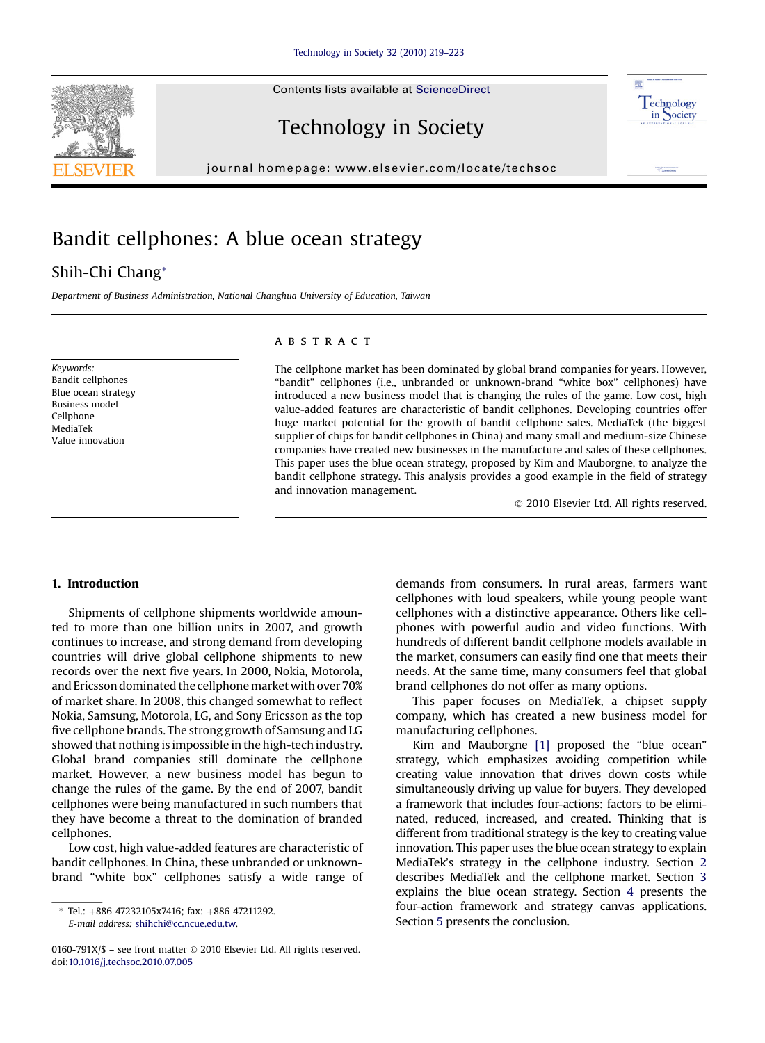# Bandit cellphones: A blue ocean strategy

Shih-Chi Chang*

*Department of Business Administration, National Changhua University of Education, Taiwan*

**Keywords:**
Bandit cellphones
Blue ocean strategy
Business model
Cellphone
MediaTek
Value innovation

## ABSTRACT

The cellphone market has been dominated by global brand companies for years. However, "bandit" cellphones (i.e., unbranded or unknown-brand "white box" cellphones) have introduced a new business model that is changing the rules of the game. Low cost, high value-added features are characteristic of bandit cellphones. Developing countries offer huge market potential for the growth of bandit cellphone sales. MediaTek (the biggest supplier of chips for bandit cellphones in China) and many small and medium-size Chinese companies have created new businesses in the manufacture and sales of these cellphones. This paper uses the blue ocean strategy, proposed by Kim and Mauborgne, to analyze the bandit cellphone strategy. This analysis provides a good example in the field of strategy and innovation management.

© 2010 Elsevier Ltd. All rights reserved.

## 1. Introduction

Shipments of cellphone shipments worldwide amounted to more than one billion units in 2007, and growth continues to increase, and strong demand from developing countries will drive global cellphone shipments to new records over the next five years. In 2000, Nokia, Motorola, and Ericsson dominated the cellphone market with over 70% of market share. In 2008, this changed somewhat to reflect Nokia, Samsung, Motorola, LG, and Sony Ericsson as the top five cellphone brands. The strong growth of Samsung and LG showed that nothing is impossible in the high-tech industry. Global brand companies still dominate the cellphone market. However, a new business model has begun to change the rules of the game. By the end of 2007, bandit cellphones were being manufactured in such numbers that they have become a threat to the domination of branded cellphones.

Low cost, high value-added features are characteristic of bandit cellphones. In China, these unbranded or unknown-brand "white box" cellphones satisfy a wide range of demands from consumers. In rural areas, farmers want cellphones with loud speakers, while young people want cellphones with a distinctive appearance. Others like cellphones with powerful audio and video functions. With hundreds of different bandit cellphone models available in the market, consumers can easily find one that meets their needs. At the same time, many consumers feel that global brand cellphones do not offer as many options.

This paper focuses on MediaTek, a chipset supply company, which has created a new business model for manufacturing cellphones.

Kim and Mauborgne [1] proposed the "blue ocean" strategy, which emphasizes avoiding competition while creating value innovation that drives down costs while simultaneously driving up value for buyers. They developed a framework that includes four-actions: factors to be eliminated, reduced, increased, and created. Thinking that is different from traditional strategy is the key to creating value innovation. This paper uses the blue ocean strategy to explain MediaTek's strategy in the cellphone industry. Section 2 describes MediaTek and the cellphone market. Section 3 explains the blue ocean strategy. Section 4 presents the four-action framework and strategy canvas applications. Section 5 presents the conclusion.

* Tel.: +886 47232105x7416; fax: +886 47211292.
*E-mail address:* shihchi@cc.ncue.edu.tw.

0160-791X/$ – see front matter © 2010 Elsevier Ltd. All rights reserved.
doi:10.1016/j.techsoc.2010.07.005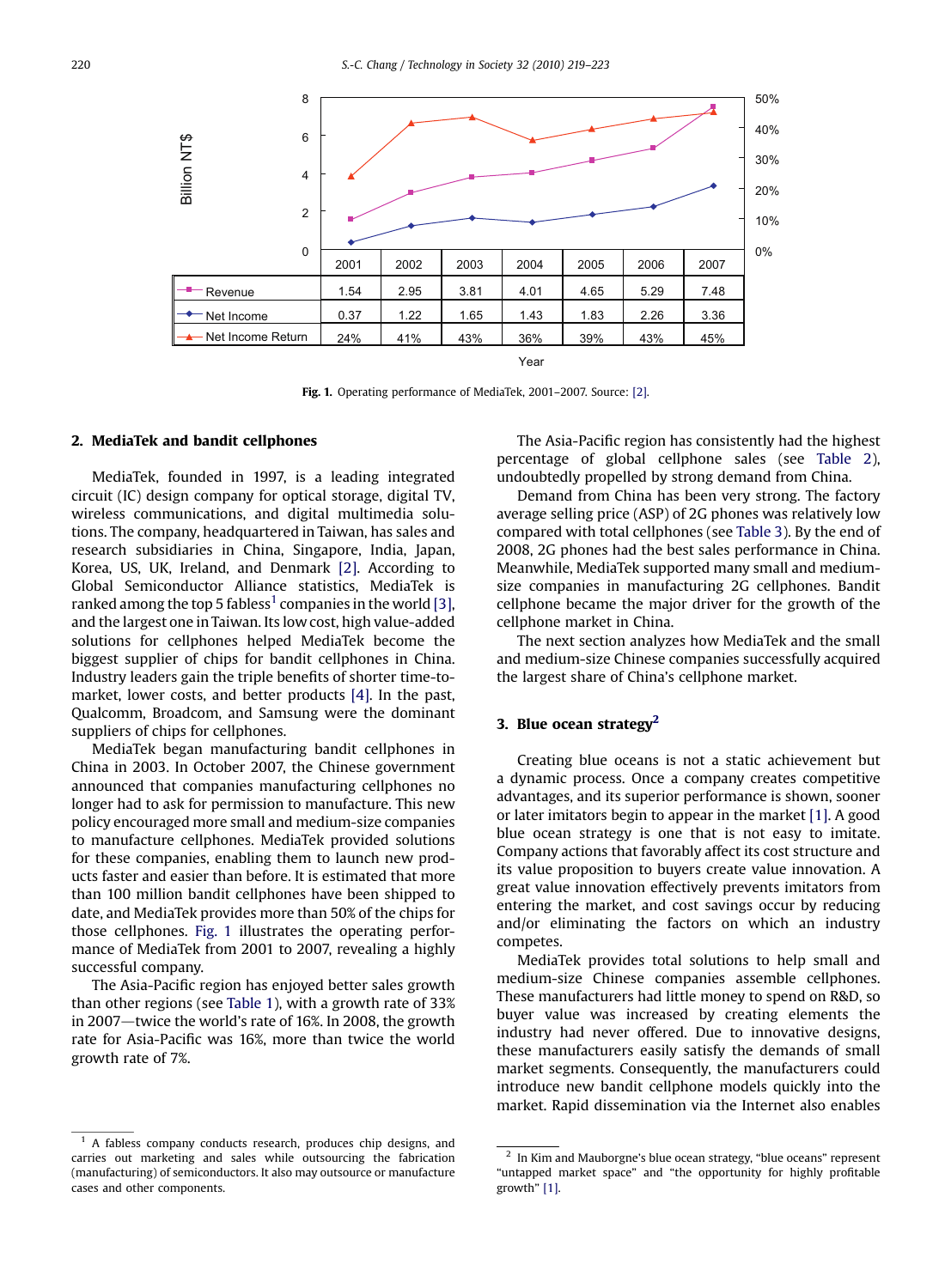| | 2001 | 2002 | 2003 | 2004 | 2005 | 2006 | 2007 |
|---|---|---|---|---|---|---|---|
| Revenue | 1.54 | 2.95 | 3.81 | 4.01 | 4.65 | 5.29 | 7.48 |
| Net Income | 0.37 | 1.22 | 1.65 | 1.43 | 1.83 | 2.26 | 3.36 |
| Net Income Return | 24% | 41% | 43% | 36% | 39% | 43% | 45% |

**Fig. 1.** Operating performance of MediaTek, 2001–2007. Source: [2].

## 2. MediaTek and bandit cellphones

MediaTek, founded in 1997, is a leading integrated circuit (IC) design company for optical storage, digital TV, wireless communications, and digital multimedia solutions. The company, headquartered in Taiwan, has sales and research subsidiaries in China, Singapore, India, Japan, Korea, US, UK, Ireland, and Denmark [2]. According to Global Semiconductor Alliance statistics, MediaTek is ranked among the top 5 fabless[1] companies in the world [3], and the largest one in Taiwan. Its low cost, high value-added solutions for cellphones helped MediaTek become the biggest supplier of chips for bandit cellphones in China. Industry leaders gain the triple benefits of shorter time-to-market, lower costs, and better products [4]. In the past, Qualcomm, Broadcom, and Samsung were the dominant suppliers of chips for cellphones.

MediaTek began manufacturing bandit cellphones in China in 2003. In October 2007, the Chinese government announced that companies manufacturing cellphones no longer had to ask for permission to manufacture. This new policy encouraged more small and medium-size companies to manufacture cellphones. MediaTek provided solutions for these companies, enabling them to launch new products faster and easier than before. It is estimated that more than 100 million bandit cellphones have been shipped to date, and MediaTek provides more than 50% of the chips for those cellphones. Fig. 1 illustrates the operating performance of MediaTek from 2001 to 2007, revealing a highly successful company.

The Asia-Pacific region has enjoyed better sales growth than other regions (see Table 1), with a growth rate of 33% in 2007—twice the world's rate of 16%. In 2008, the growth rate for Asia-Pacific was 16%, more than twice the world growth rate of 7%.

The Asia-Pacific region has consistently had the highest percentage of global cellphone sales (see Table 2), undoubtedly propelled by strong demand from China.

Demand from China has been very strong. The factory average selling price (ASP) of 2G phones was relatively low compared with total cellphones (see Table 3). By the end of 2008, 2G phones had the best sales performance in China. Meanwhile, MediaTek supported many small and medium-size companies in manufacturing 2G cellphones. Bandit cellphone became the major driver for the growth of the cellphone market in China.

The next section analyzes how MediaTek and the small and medium-size Chinese companies successfully acquired the largest share of China's cellphone market.

## 3. Blue ocean strategy[2]

Creating blue oceans is not a static achievement but a dynamic process. Once a company creates competitive advantages, and its superior performance is shown, sooner or later imitators begin to appear in the market [1]. A good blue ocean strategy is one that is not easy to imitate. Company actions that favorably affect its cost structure and its value proposition to buyers create value innovation. A great value innovation effectively prevents imitators from entering the market, and cost savings occur by reducing and/or eliminating the factors on which an industry competes.

MediaTek provides total solutions to help small and medium-size Chinese companies assemble cellphones. These manufacturers had little money to spend on R&D, so buyer value was increased by creating elements the industry had never offered. Due to innovative designs, these manufacturers easily satisfy the demands of small market segments. Consequently, the manufacturers could introduce new bandit cellphone models quickly into the market. Rapid dissemination via the Internet also enables

[1] A fabless company conducts research, produces chip designs, and carries out marketing and sales while outsourcing the fabrication (manufacturing) of semiconductors. It also may outsource or manufacture cases and other components.

[2] In Kim and Mauborgne's blue ocean strategy, "blue oceans" represent "untapped market space" and "the opportunity for highly profitable growth" [1].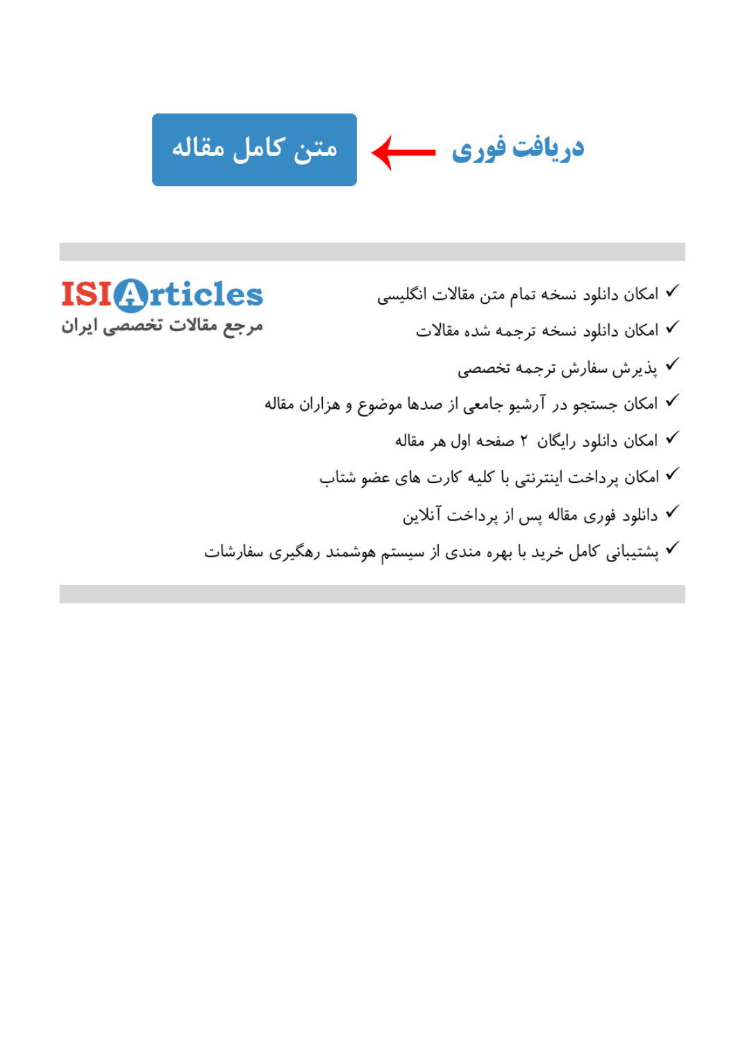دریافت فوری ← **متن کامل مقاله**

**ISIArticles**
مرجع مقالات تخصصی ایران

- ✓ امکان دانلود نسخه تمام متن مقالات انگلیسی
- ✓ امکان دانلود نسخه ترجمه شده مقالات
- ✓ پذیرش سفارش ترجمه تخصصی
- ✓ امکان جستجو در آرشیو جامعی از صدها موضوع و هزاران مقاله
- ✓ امکان دانلود رایگان ۲ صفحه اول هر مقاله
- ✓ امکان پرداخت اینترنتی با کلیه کارت های عضو شتاب
- ✓ دانلود فوری مقاله پس از پرداخت آنلاین
- ✓ پشتیبانی کامل خرید با بهره مندی از سیستم هوشمند رهگیری سفارشات